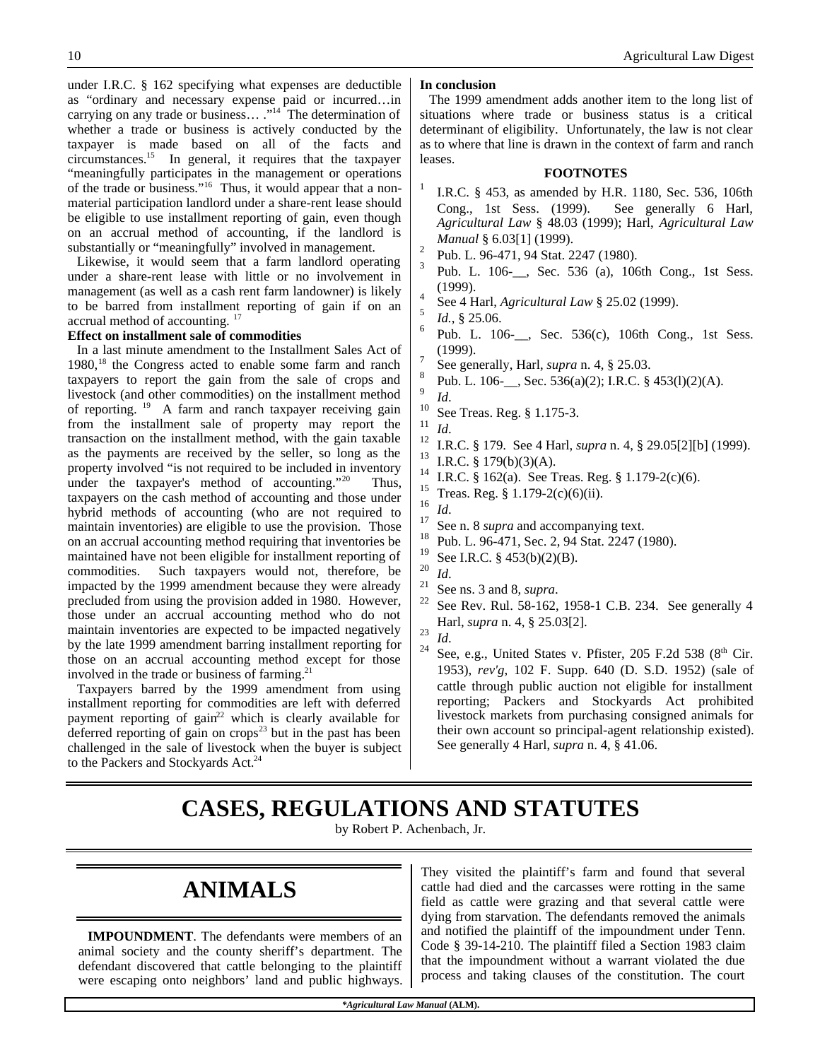under I.R.C. § 162 specifying what expenses are deductible as "ordinary and necessary expense paid or incurred…in carrying on any trade or business… ."[14] The determination of whether a trade or business is actively conducted by the taxpayer is made based on all of the facts and circumstances.[15] In general, it requires that the taxpayer "meaningfully participates in the management or operations of the trade or business."[16] Thus, it would appear that a non-material participation landlord under a share-rent lease should be eligible to use installment reporting of gain, even though on an accrual method of accounting, if the landlord is substantially or "meaningfully" involved in management.

Likewise, it would seem that a farm landlord operating under a share-rent lease with little or no involvement in management (as well as a cash rent farm landowner) is likely to be barred from installment reporting of gain if on an accrual method of accounting. [17]

**Effect on installment sale of commodities**

In a last minute amendment to the Installment Sales Act of 1980,[18] the Congress acted to enable some farm and ranch taxpayers to report the gain from the sale of crops and livestock (and other commodities) on the installment method of reporting. [19] A farm and ranch taxpayer receiving gain from the installment sale of property may report the transaction on the installment method, with the gain taxable as the payments are received by the seller, so long as the property involved "is not required to be included in inventory under the taxpayer's method of accounting."[20] Thus, taxpayers on the cash method of accounting and those under hybrid methods of accounting (who are not required to maintain inventories) are eligible to use the provision. Those on an accrual accounting method requiring that inventories be maintained have not been eligible for installment reporting of commodities. Such taxpayers would not, therefore, be impacted by the 1999 amendment because they were already precluded from using the provision added in 1980. However, those under an accrual accounting method who do not maintain inventories are expected to be impacted negatively by the late 1999 amendment barring installment reporting for those on an accrual accounting method except for those involved in the trade or business of farming.[21]

Taxpayers barred by the 1999 amendment from using installment reporting for commodities are left with deferred payment reporting of gain[22] which is clearly available for deferred reporting of gain on crops[23] but in the past has been challenged in the sale of livestock when the buyer is subject to the Packers and Stockyards Act.[24]

**In conclusion**

The 1999 amendment adds another item to the long list of situations where trade or business status is a critical determinant of eligibility. Unfortunately, the law is not clear as to where that line is drawn in the context of farm and ranch leases.

**FOOTNOTES**

1. I.R.C. § 453, as amended by H.R. 1180, Sec. 536, 106th Cong., 1st Sess. (1999). See generally 6 Harl, *Agricultural Law* § 48.03 (1999); Harl, *Agricultural Law Manual* § 6.03[1] (1999).
2. Pub. L. 96-471, 94 Stat. 2247 (1980).
3. Pub. L. 106-__, Sec. 536 (a), 106th Cong., 1st Sess. (1999).
4. See 4 Harl, *Agricultural Law* § 25.02 (1999).
5. *Id.*, § 25.06.
6. Pub. L. 106-__, Sec. 536(c), 106th Cong., 1st Sess. (1999).
7. See generally, Harl, *supra* n. 4, § 25.03.
8. Pub. L. 106-__, Sec. 536(a)(2); I.R.C. § 453(l)(2)(A).
9. *Id*.
10. See Treas. Reg. § 1.175-3.
11. *Id*.
12. I.R.C. § 179. See 4 Harl, *supra* n. 4, § 29.05[2][b] (1999).
13. I.R.C. § 179(b)(3)(A).
14. I.R.C. § 162(a). See Treas. Reg. § 1.179-2(c)(6).
15. Treas. Reg. § 1.179-2(c)(6)(ii).
16. *Id*.
17. See n. 8 *supra* and accompanying text.
18. Pub. L. 96-471, Sec. 2, 94 Stat. 2247 (1980).
19. See I.R.C. § 453(b)(2)(B).
20. *Id*.
21. See ns. 3 and 8, *supra*.
22. See Rev. Rul. 58-162, 1958-1 C.B. 234. See generally 4 Harl, *supra* n. 4, § 25.03[2].
23. *Id*.
24. See, e.g., United States v. Pfister, 205 F.2d 538 (8th Cir. 1953), *rev'g*, 102 F. Supp. 640 (D. S.D. 1952) (sale of cattle through public auction not eligible for installment reporting; Packers and Stockyards Act prohibited livestock markets from purchasing consigned animals for their own account so principal-agent relationship existed). See generally 4 Harl, *supra* n. 4, § 41.06.

# CASES, REGULATIONS AND STATUTES

by Robert P. Achenbach, Jr.

## ANIMALS

**IMPOUNDMENT**. The defendants were members of an animal society and the county sheriff's department. The defendant discovered that cattle belonging to the plaintiff were escaping onto neighbors' land and public highways. They visited the plaintiff's farm and found that several cattle had died and the carcasses were rotting in the same field as cattle were grazing and that several cattle were dying from starvation. The defendants removed the animals and notified the plaintiff of the impoundment under Tenn. Code § 39-14-210. The plaintiff filed a Section 1983 claim that the impoundment without a warrant violated the due process and taking clauses of the constitution. The court

**\*Agricultural Law Manual (ALM).**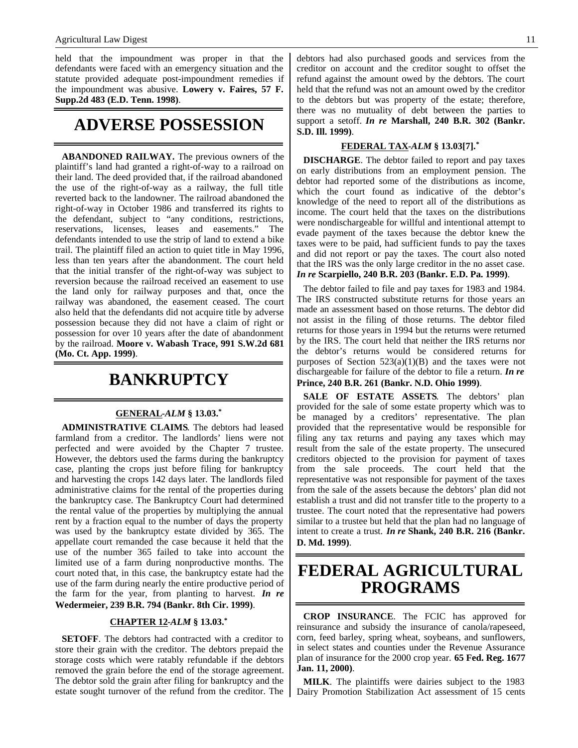held that the impoundment was proper in that the defendants were faced with an emergency situation and the statute provided adequate post-impoundment remedies if the impoundment was abusive. **Lowery v. Faires, 57 F. Supp.2d 483 (E.D. Tenn. 1998)**.

# ADVERSE POSSESSION

**ABANDONED RAILWAY.** The previous owners of the plaintiff's land had granted a right-of-way to a railroad on their land. The deed provided that, if the railroad abandoned the use of the right-of-way as a railway, the full title reverted back to the landowner. The railroad abandoned the right-of-way in October 1986 and transferred its rights to the defendant, subject to "any conditions, restrictions, reservations, licenses, leases and easements." The defendants intended to use the strip of land to extend a bike trail. The plaintiff filed an action to quiet title in May 1996, less than ten years after the abandonment. The court held that the initial transfer of the right-of-way was subject to reversion because the railroad received an easement to use the land only for railway purposes and that, once the railway was abandoned, the easement ceased. The court also held that the defendants did not acquire title by adverse possession because they did not have a claim of right or possession for over 10 years after the date of abandonment by the railroad. **Moore v. Wabash Trace, 991 S.W.2d 681 (Mo. Ct. App. 1999)**.

# BANKRUPTCY

### GENERAL -*ALM* § 13.03.*

**ADMINISTRATIVE CLAIMS**. The debtors had leased farmland from a creditor. The landlords' liens were not perfected and were avoided by the Chapter 7 trustee. However, the debtors used the farms during the bankruptcy case, planting the crops just before filing for bankruptcy and harvesting the crops 142 days later. The landlords filed administrative claims for the rental of the properties during the bankruptcy case. The Bankruptcy Court had determined the rental value of the properties by multiplying the annual rent by a fraction equal to the number of days the property was used by the bankruptcy estate divided by 365. The appellate court remanded the case because it held that the use of the number 365 failed to take into account the limited use of a farm during nonproductive months. The court noted that, in this case, the bankruptcy estate had the use of the farm during nearly the entire productive period of the farm for the year, from planting to harvest. ***In re* Wedermeier, 239 B.R. 794 (Bankr. 8th Cir. 1999)**.

### CHAPTER 12 -*ALM* § 13.03.*

**SETOFF**. The debtors had contracted with a creditor to store their grain with the creditor. The debtors prepaid the storage costs which were ratably refundable if the debtors removed the grain before the end of the storage agreement. The debtor sold the grain after filing for bankruptcy and the estate sought turnover of the refund from the creditor. The debtors had also purchased goods and services from the creditor on account and the creditor sought to offset the refund against the amount owed by the debtors. The court held that the refund was not an amount owed by the creditor to the debtors but was property of the estate; therefore, there was no mutuality of debt between the parties to support a setoff. ***In re* Marshall, 240 B.R. 302 (Bankr. S.D. Ill. 1999)**.

### FEDERAL TAX -*ALM* § 13.03[7].*

**DISCHARGE**. The debtor failed to report and pay taxes on early distributions from an employment pension. The debtor had reported some of the distributions as income, which the court found as indicative of the debtor's knowledge of the need to report all of the distributions as income. The court held that the taxes on the distributions were nondischargeable for willful and intentional attempt to evade payment of the taxes because the debtor knew the taxes were to be paid, had sufficient funds to pay the taxes and did not report or pay the taxes. The court also noted that the IRS was the only large creditor in the no asset case. ***In re* Scarpiello, 240 B.R. 203 (Bankr. E.D. Pa. 1999)**.

The debtor failed to file and pay taxes for 1983 and 1984. The IRS constructed substitute returns for those years an made an assessment based on those returns. The debtor did not assist in the filing of those returns. The debtor filed returns for those years in 1994 but the returns were returned by the IRS. The court held that neither the IRS returns nor the debtor's returns would be considered returns for purposes of Section 523(a)(1)(B) and the taxes were not dischargeable for failure of the debtor to file a return. ***In re* Prince, 240 B.R. 261 (Bankr. N.D. Ohio 1999)**.

**SALE OF ESTATE ASSETS**. The debtors' plan provided for the sale of some estate property which was to be managed by a creditors' representative. The plan provided that the representative would be responsible for filing any tax returns and paying any taxes which may result from the sale of the estate property. The unsecured creditors objected to the provision for payment of taxes from the sale proceeds. The court held that the representative was not responsible for payment of the taxes from the sale of the assets because the debtors' plan did not establish a trust and did not transfer title to the property to a trustee. The court noted that the representative had powers similar to a trustee but held that the plan had no language of intent to create a trust. ***In re* Shank, 240 B.R. 216 (Bankr. D. Md. 1999)**.

# FEDERAL AGRICULTURAL PROGRAMS

**CROP INSURANCE**. The FCIC has approved for reinsurance and subsidy the insurance of canola/rapeseed, corn, feed barley, spring wheat, soybeans, and sunflowers, in select states and counties under the Revenue Assurance plan of insurance for the 2000 crop year. **65 Fed. Reg. 1677 Jan. 11, 2000)**.

**MILK**. The plaintiffs were dairies subject to the 1983 Dairy Promotion Stabilization Act assessment of 15 cents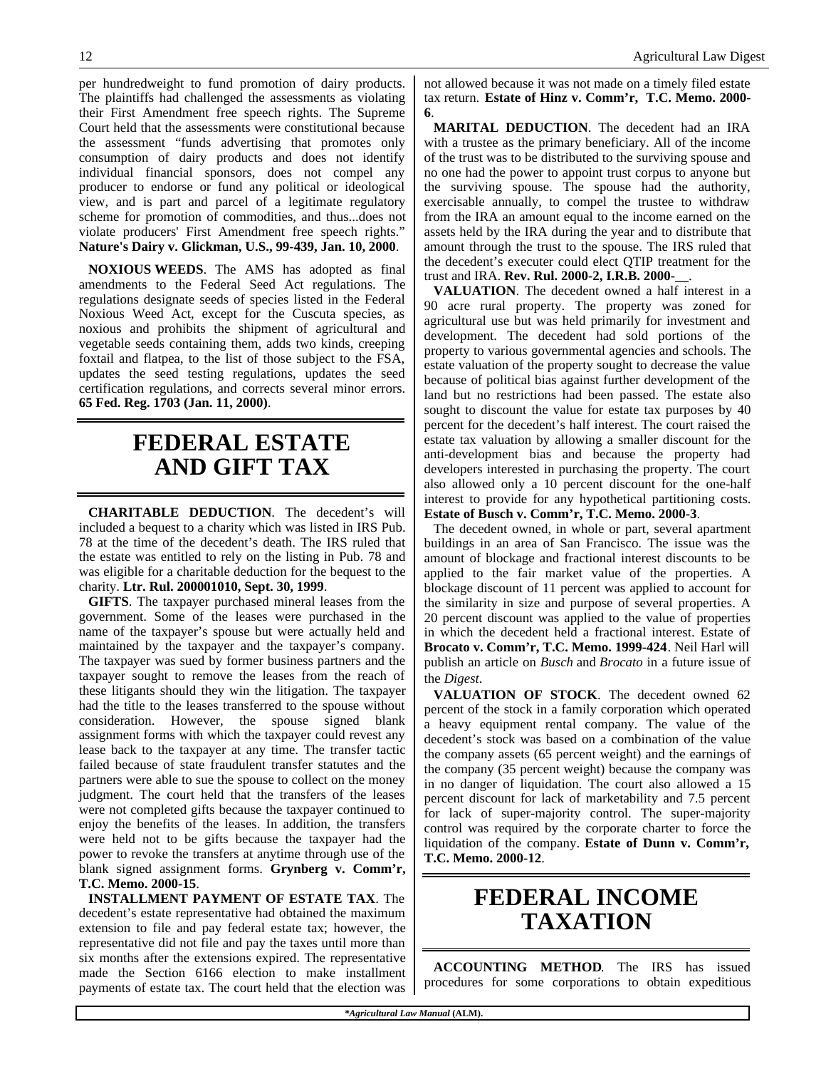per hundredweight to fund promotion of dairy products. The plaintiffs had challenged the assessments as violating their First Amendment free speech rights. The Supreme Court held that the assessments were constitutional because the assessment "funds advertising that promotes only consumption of dairy products and does not identify individual financial sponsors, does not compel any producer to endorse or fund any political or ideological view, and is part and parcel of a legitimate regulatory scheme for promotion of commodities, and thus...does not violate producers' First Amendment free speech rights." **Nature's Dairy v. Glickman, U.S., 99-439, Jan. 10, 2000**.

**NOXIOUS WEEDS**. The AMS has adopted as final amendments to the Federal Seed Act regulations. The regulations designate seeds of species listed in the Federal Noxious Weed Act, except for the Cuscuta species, as noxious and prohibits the shipment of agricultural and vegetable seeds containing them, adds two kinds, creeping foxtail and flatpea, to the list of those subject to the FSA, updates the seed testing regulations, updates the seed certification regulations, and corrects several minor errors. **65 Fed. Reg. 1703 (Jan. 11, 2000)**.

# FEDERAL ESTATE AND GIFT TAX

**CHARITABLE DEDUCTION**. The decedent's will included a bequest to a charity which was listed in IRS Pub. 78 at the time of the decedent's death. The IRS ruled that the estate was entitled to rely on the listing in Pub. 78 and was eligible for a charitable deduction for the bequest to the charity. **Ltr. Rul. 200001010, Sept. 30, 1999**.

**GIFTS**. The taxpayer purchased mineral leases from the government. Some of the leases were purchased in the name of the taxpayer's spouse but were actually held and maintained by the taxpayer and the taxpayer's company. The taxpayer was sued by former business partners and the taxpayer sought to remove the leases from the reach of these litigants should they win the litigation. The taxpayer had the title to the leases transferred to the spouse without consideration. However, the spouse signed blank assignment forms with which the taxpayer could revest any lease back to the taxpayer at any time. The transfer tactic failed because of state fraudulent transfer statutes and the partners were able to sue the spouse to collect on the money judgment. The court held that the transfers of the leases were not completed gifts because the taxpayer continued to enjoy the benefits of the leases. In addition, the transfers were held not to be gifts because the taxpayer had the power to revoke the transfers at anytime through use of the blank signed assignment forms. **Grynberg v. Comm'r, T.C. Memo. 2000-15**.

**INSTALLMENT PAYMENT OF ESTATE TAX**. The decedent's estate representative had obtained the maximum extension to file and pay federal estate tax; however, the representative did not file and pay the taxes until more than six months after the extensions expired. The representative made the Section 6166 election to make installment payments of estate tax. The court held that the election was not allowed because it was not made on a timely filed estate tax return. **Estate of Hinz v. Comm'r, T.C. Memo. 2000-6**.

**MARITAL DEDUCTION**. The decedent had an IRA with a trustee as the primary beneficiary. All of the income of the trust was to be distributed to the surviving spouse and no one had the power to appoint trust corpus to anyone but the surviving spouse. The spouse had the authority, exercisable annually, to compel the trustee to withdraw from the IRA an amount equal to the income earned on the assets held by the IRA during the year and to distribute that amount through the trust to the spouse. The IRS ruled that the decedent's executer could elect QTIP treatment for the trust and IRA. **Rev. Rul. 2000-2, I.R.B. 2000-__**.

**VALUATION**. The decedent owned a half interest in a 90 acre rural property. The property was zoned for agricultural use but was held primarily for investment and development. The decedent had sold portions of the property to various governmental agencies and schools. The estate valuation of the property sought to decrease the value because of political bias against further development of the land but no restrictions had been passed. The estate also sought to discount the value for estate tax purposes by 40 percent for the decedent's half interest. The court raised the estate tax valuation by allowing a smaller discount for the anti-development bias and because the property had developers interested in purchasing the property. The court also allowed only a 10 percent discount for the one-half interest to provide for any hypothetical partitioning costs. **Estate of Busch v. Comm'r, T.C. Memo. 2000-3**.

The decedent owned, in whole or part, several apartment buildings in an area of San Francisco. The issue was the amount of blockage and fractional interest discounts to be applied to the fair market value of the properties. A blockage discount of 11 percent was applied to account for the similarity in size and purpose of several properties. A 20 percent discount was applied to the value of properties in which the decedent held a fractional interest. Estate of **Brocato v. Comm'r, T.C. Memo. 1999-424**. Neil Harl will publish an article on *Busch* and *Brocato* in a future issue of the *Digest*.

**VALUATION OF STOCK**. The decedent owned 62 percent of the stock in a family corporation which operated a heavy equipment rental company. The value of the decedent's stock was based on a combination of the value the company assets (65 percent weight) and the earnings of the company (35 percent weight) because the company was in no danger of liquidation. The court also allowed a 15 percent discount for lack of marketability and 7.5 percent for lack of super-majority control. The super-majority control was required by the corporate charter to force the liquidation of the company. **Estate of Dunn v. Comm'r, T.C. Memo. 2000-12**.

# FEDERAL INCOME TAXATION

**ACCOUNTING METHOD**. The IRS has issued procedures for some corporations to obtain expeditious

**Agricultural Law Manual* (ALM).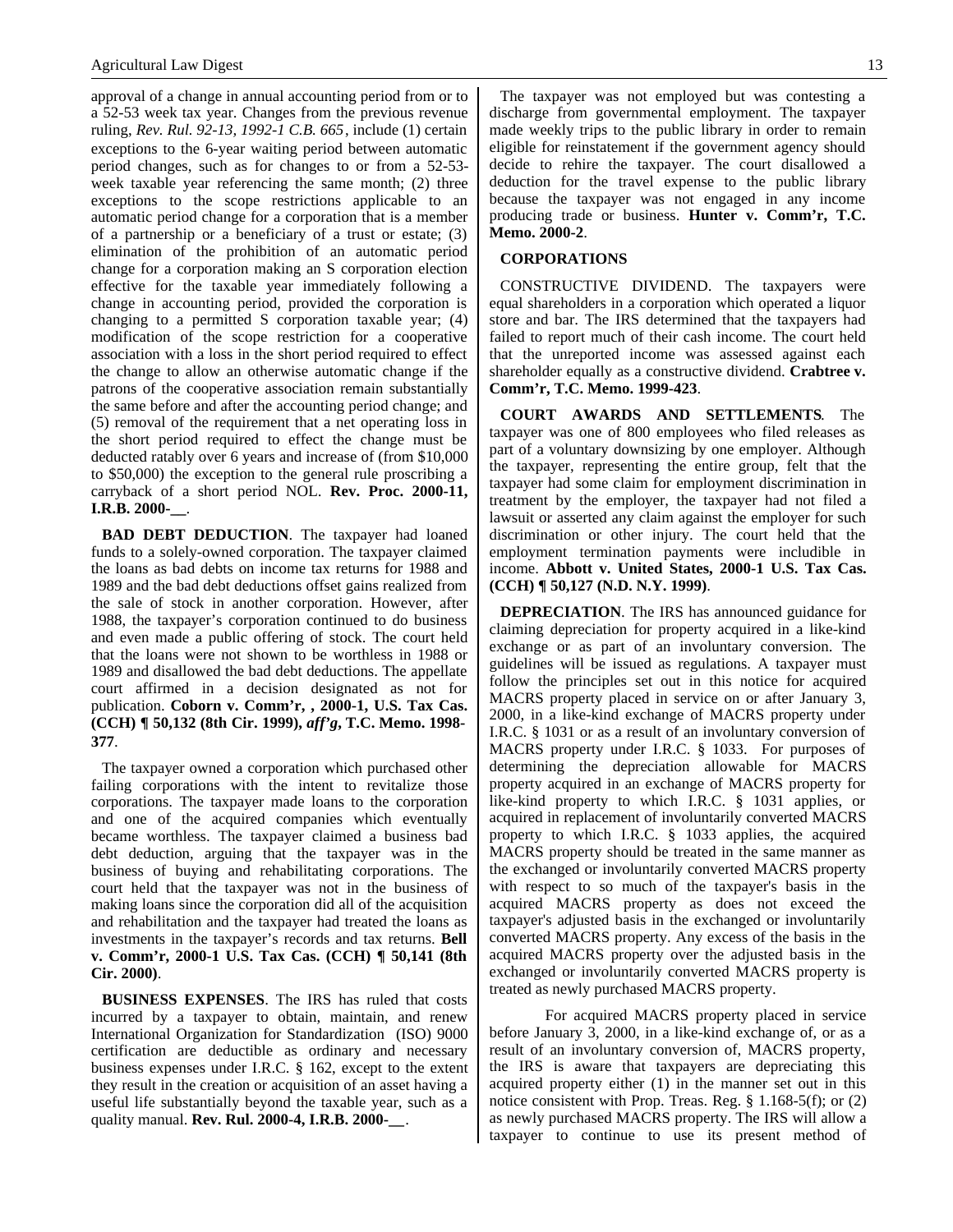approval of a change in annual accounting period from or to a 52-53 week tax year. Changes from the previous revenue ruling, *Rev. Rul. 92-13, 1992-1 C.B. 665*, include (1) certain exceptions to the 6-year waiting period between automatic period changes, such as for changes to or from a 52-53-week taxable year referencing the same month; (2) three exceptions to the scope restrictions applicable to an automatic period change for a corporation that is a member of a partnership or a beneficiary of a trust or estate; (3) elimination of the prohibition of an automatic period change for a corporation making an S corporation election effective for the taxable year immediately following a change in accounting period, provided the corporation is changing to a permitted S corporation taxable year; (4) modification of the scope restriction for a cooperative association with a loss in the short period required to effect the change to allow an otherwise automatic change if the patrons of the cooperative association remain substantially the same before and after the accounting period change; and (5) removal of the requirement that a net operating loss in the short period required to effect the change must be deducted ratably over 6 years and increase of (from $10,000 to $50,000) the exception to the general rule proscribing a carryback of a short period NOL. **Rev. Proc. 2000-11, I.R.B. 2000-__**.

**BAD DEBT DEDUCTION**. The taxpayer had loaned funds to a solely-owned corporation. The taxpayer claimed the loans as bad debts on income tax returns for 1988 and 1989 and the bad debt deductions offset gains realized from the sale of stock in another corporation. However, after 1988, the taxpayer's corporation continued to do business and even made a public offering of stock. The court held that the loans were not shown to be worthless in 1988 or 1989 and disallowed the bad debt deductions. The appellate court affirmed in a decision designated as not for publication. **Coborn v. Comm'r, , 2000-1, U.S. Tax Cas. (CCH) ¶ 50,132 (8th Cir. 1999), *aff'g*, T.C. Memo. 1998-377**.

The taxpayer owned a corporation which purchased other failing corporations with the intent to revitalize those corporations. The taxpayer made loans to the corporation and one of the acquired companies which eventually became worthless. The taxpayer claimed a business bad debt deduction, arguing that the taxpayer was in the business of buying and rehabilitating corporations. The court held that the taxpayer was not in the business of making loans since the corporation did all of the acquisition and rehabilitation and the taxpayer had treated the loans as investments in the taxpayer's records and tax returns. **Bell v. Comm'r, 2000-1 U.S. Tax Cas. (CCH) ¶ 50,141 (8th Cir. 2000)**.

**BUSINESS EXPENSES**. The IRS has ruled that costs incurred by a taxpayer to obtain, maintain, and renew International Organization for Standardization (ISO) 9000 certification are deductible as ordinary and necessary business expenses under I.R.C. § 162, except to the extent they result in the creation or acquisition of an asset having a useful life substantially beyond the taxable year, such as a quality manual. **Rev. Rul. 2000-4, I.R.B. 2000-__**.

The taxpayer was not employed but was contesting a discharge from governmental employment. The taxpayer made weekly trips to the public library in order to remain eligible for reinstatement if the government agency should decide to rehire the taxpayer. The court disallowed a deduction for the travel expense to the public library because the taxpayer was not engaged in any income producing trade or business. **Hunter v. Comm'r, T.C. Memo. 2000-2**.

## CORPORATIONS

CONSTRUCTIVE DIVIDEND. The taxpayers were equal shareholders in a corporation which operated a liquor store and bar. The IRS determined that the taxpayers had failed to report much of their cash income. The court held that the unreported income was assessed against each shareholder equally as a constructive dividend. **Crabtree v. Comm'r, T.C. Memo. 1999-423**.

**COURT AWARDS AND SETTLEMENTS**. The taxpayer was one of 800 employees who filed releases as part of a voluntary downsizing by one employer. Although the taxpayer, representing the entire group, felt that the taxpayer had some claim for employment discrimination in treatment by the employer, the taxpayer had not filed a lawsuit or asserted any claim against the employer for such discrimination or other injury. The court held that the employment termination payments were includible in income. **Abbott v. United States, 2000-1 U.S. Tax Cas. (CCH) ¶ 50,127 (N.D. N.Y. 1999)**.

**DEPRECIATION**. The IRS has announced guidance for claiming depreciation for property acquired in a like-kind exchange or as part of an involuntary conversion. The guidelines will be issued as regulations. A taxpayer must follow the principles set out in this notice for acquired MACRS property placed in service on or after January 3, 2000, in a like-kind exchange of MACRS property under I.R.C. § 1031 or as a result of an involuntary conversion of MACRS property under I.R.C. § 1033. For purposes of determining the depreciation allowable for MACRS property acquired in an exchange of MACRS property for like-kind property to which I.R.C. § 1031 applies, or acquired in replacement of involuntarily converted MACRS property to which I.R.C. § 1033 applies, the acquired MACRS property should be treated in the same manner as the exchanged or involuntarily converted MACRS property with respect to so much of the taxpayer's basis in the acquired MACRS property as does not exceed the taxpayer's adjusted basis in the exchanged or involuntarily converted MACRS property. Any excess of the basis in the acquired MACRS property over the adjusted basis in the exchanged or involuntarily converted MACRS property is treated as newly purchased MACRS property.

For acquired MACRS property placed in service before January 3, 2000, in a like-kind exchange of, or as a result of an involuntary conversion of, MACRS property, the IRS is aware that taxpayers are depreciating this acquired property either (1) in the manner set out in this notice consistent with Prop. Treas. Reg. § 1.168-5(f); or (2) as newly purchased MACRS property. The IRS will allow a taxpayer to continue to use its present method of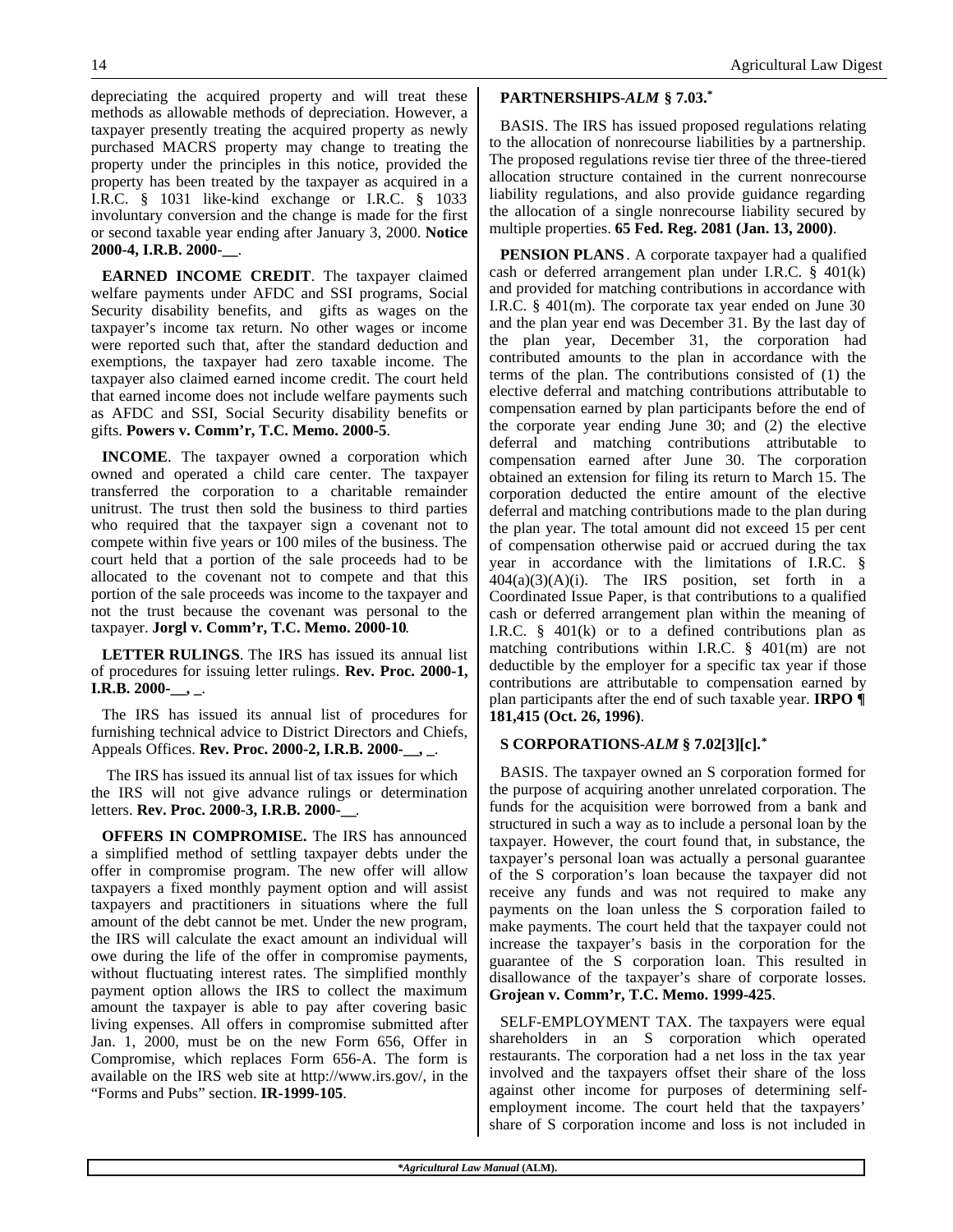depreciating the acquired property and will treat these methods as allowable methods of depreciation. However, a taxpayer presently treating the acquired property as newly purchased MACRS property may change to treating the property under the principles in this notice, provided the property has been treated by the taxpayer as acquired in a I.R.C. § 1031 like-kind exchange or I.R.C. § 1033 involuntary conversion and the change is made for the first or second taxable year ending after January 3, 2000. **Notice 2000-4, I.R.B. 2000-__**.

**EARNED INCOME CREDIT**. The taxpayer claimed welfare payments under AFDC and SSI programs, Social Security disability benefits, and gifts as wages on the taxpayer's income tax return. No other wages or income were reported such that, after the standard deduction and exemptions, the taxpayer had zero taxable income. The taxpayer also claimed earned income credit. The court held that earned income does not include welfare payments such as AFDC and SSI, Social Security disability benefits or gifts. **Powers v. Comm'r, T.C. Memo. 2000-5**.

**INCOME**. The taxpayer owned a corporation which owned and operated a child care center. The taxpayer transferred the corporation to a charitable remainder unitrust. The trust then sold the business to third parties who required that the taxpayer sign a covenant not to compete within five years or 100 miles of the business. The court held that a portion of the sale proceeds had to be allocated to the covenant not to compete and that this portion of the sale proceeds was income to the taxpayer and not the trust because the covenant was personal to the taxpayer. **Jorgl v. Comm'r, T.C. Memo. 2000-10**.

**LETTER RULINGS**. The IRS has issued its annual list of procedures for issuing letter rulings. **Rev. Proc. 2000-1, I.R.B. 2000-__, _**.

The IRS has issued its annual list of procedures for furnishing technical advice to District Directors and Chiefs, Appeals Offices. **Rev. Proc. 2000-2, I.R.B. 2000-__, _**.

The IRS has issued its annual list of tax issues for which the IRS will not give advance rulings or determination letters. **Rev. Proc. 2000-3, I.R.B. 2000-__**.

**OFFERS IN COMPROMISE.** The IRS has announced a simplified method of settling taxpayer debts under the offer in compromise program. The new offer will allow taxpayers a fixed monthly payment option and will assist taxpayers and practitioners in situations where the full amount of the debt cannot be met. Under the new program, the IRS will calculate the exact amount an individual will owe during the life of the offer in compromise payments, without fluctuating interest rates. The simplified monthly payment option allows the IRS to collect the maximum amount the taxpayer is able to pay after covering basic living expenses. All offers in compromise submitted after Jan. 1, 2000, must be on the new Form 656, Offer in Compromise, which replaces Form 656-A. The form is available on the IRS web site at http://www.irs.gov/, in the "Forms and Pubs" section. **IR-1999-105**.

**PARTNERSHIPS-*ALM* § 7.03.***

BASIS. The IRS has issued proposed regulations relating to the allocation of nonrecourse liabilities by a partnership. The proposed regulations revise tier three of the three-tiered allocation structure contained in the current nonrecourse liability regulations, and also provide guidance regarding the allocation of a single nonrecourse liability secured by multiple properties. **65 Fed. Reg. 2081 (Jan. 13, 2000)**.

**PENSION PLANS**. A corporate taxpayer had a qualified cash or deferred arrangement plan under I.R.C. § 401(k) and provided for matching contributions in accordance with I.R.C. § 401(m). The corporate tax year ended on June 30 and the plan year end was December 31. By the last day of the plan year, December 31, the corporation had contributed amounts to the plan in accordance with the terms of the plan. The contributions consisted of (1) the elective deferral and matching contributions attributable to compensation earned by plan participants before the end of the corporate year ending June 30; and (2) the elective deferral and matching contributions attributable to compensation earned after June 30. The corporation obtained an extension for filing its return to March 15. The corporation deducted the entire amount of the elective deferral and matching contributions made to the plan during the plan year. The total amount did not exceed 15 per cent of compensation otherwise paid or accrued during the tax year in accordance with the limitations of I.R.C. § 404(a)(3)(A)(i). The IRS position, set forth in a Coordinated Issue Paper, is that contributions to a qualified cash or deferred arrangement plan within the meaning of I.R.C. § 401(k) or to a defined contributions plan as matching contributions within I.R.C. § 401(m) are not deductible by the employer for a specific tax year if those contributions are attributable to compensation earned by plan participants after the end of such taxable year. **IRPO ¶ 181,415 (Oct. 26, 1996)**.

**S CORPORATIONS-*ALM* § 7.02[3][c].***

BASIS. The taxpayer owned an S corporation formed for the purpose of acquiring another unrelated corporation. The funds for the acquisition were borrowed from a bank and structured in such a way as to include a personal loan by the taxpayer. However, the court found that, in substance, the taxpayer's personal loan was actually a personal guarantee of the S corporation's loan because the taxpayer did not receive any funds and was not required to make any payments on the loan unless the S corporation failed to make payments. The court held that the taxpayer could not increase the taxpayer's basis in the corporation for the guarantee of the S corporation loan. This resulted in disallowance of the taxpayer's share of corporate losses. **Grojean v. Comm'r, T.C. Memo. 1999-425**.

SELF-EMPLOYMENT TAX. The taxpayers were equal shareholders in an S corporation which operated restaurants. The corporation had a net loss in the tax year involved and the taxpayers offset their share of the loss against other income for purposes of determining self-employment income. The court held that the taxpayers' share of S corporation income and loss is not included in

***Agricultural Law Manual* (ALM).**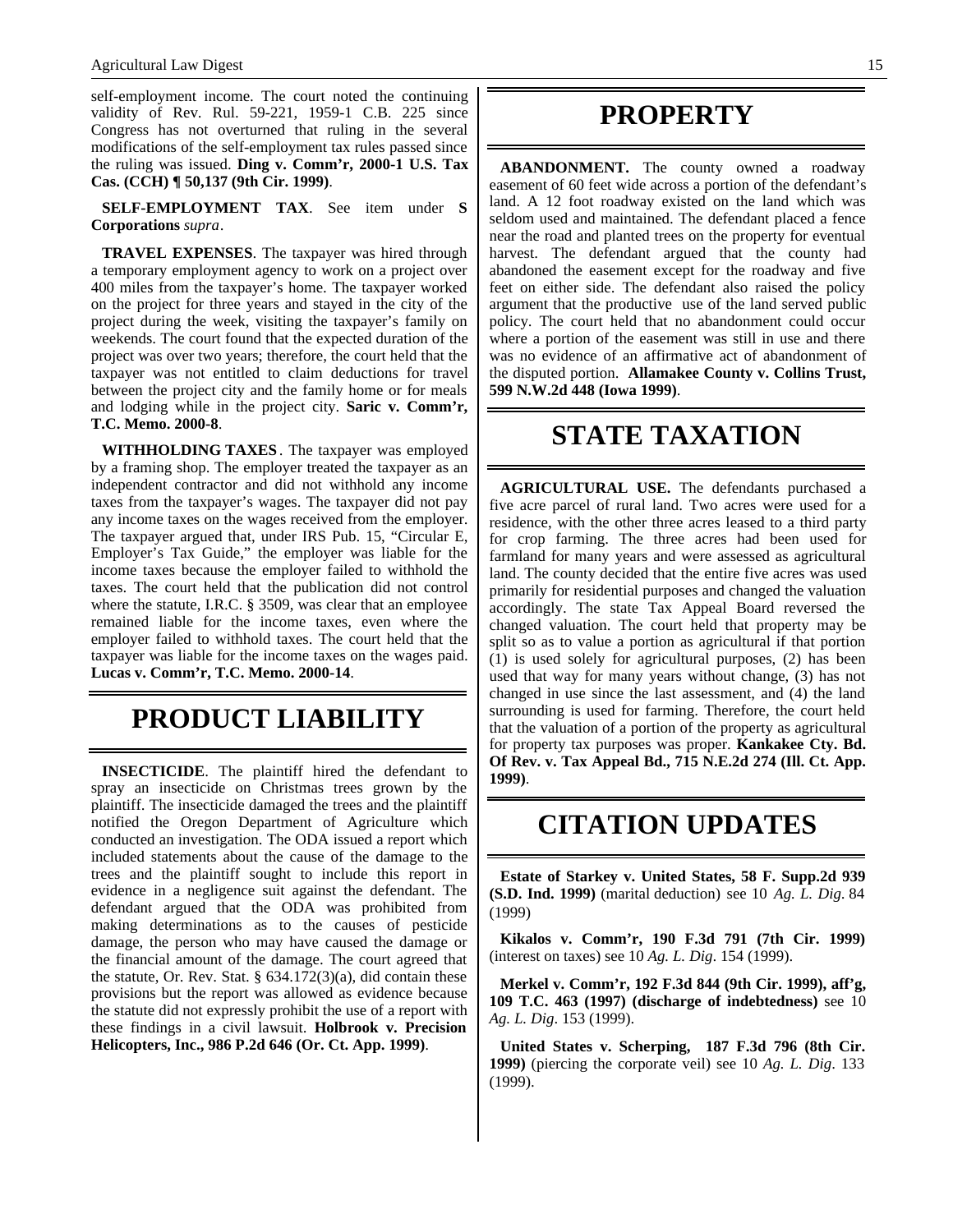self-employment income. The court noted the continuing validity of Rev. Rul. 59-221, 1959-1 C.B. 225 since Congress has not overturned that ruling in the several modifications of the self-employment tax rules passed since the ruling was issued. **Ding v. Comm'r, 2000-1 U.S. Tax Cas. (CCH) ¶ 50,137 (9th Cir. 1999)**.

**SELF-EMPLOYMENT TAX**. See item under **S Corporations** *supra*.

**TRAVEL EXPENSES**. The taxpayer was hired through a temporary employment agency to work on a project over 400 miles from the taxpayer's home. The taxpayer worked on the project for three years and stayed in the city of the project during the week, visiting the taxpayer's family on weekends. The court found that the expected duration of the project was over two years; therefore, the court held that the taxpayer was not entitled to claim deductions for travel between the project city and the family home or for meals and lodging while in the project city. **Saric v. Comm'r, T.C. Memo. 2000-8**.

**WITHHOLDING TAXES**. The taxpayer was employed by a framing shop. The employer treated the taxpayer as an independent contractor and did not withhold any income taxes from the taxpayer's wages. The taxpayer did not pay any income taxes on the wages received from the employer. The taxpayer argued that, under IRS Pub. 15, "Circular E, Employer's Tax Guide," the employer was liable for the income taxes because the employer failed to withhold the taxes. The court held that the publication did not control where the statute, I.R.C. § 3509, was clear that an employee remained liable for the income taxes, even where the employer failed to withhold taxes. The court held that the taxpayer was liable for the income taxes on the wages paid. **Lucas v. Comm'r, T.C. Memo. 2000-14**.

# PRODUCT LIABILITY

**INSECTICIDE**. The plaintiff hired the defendant to spray an insecticide on Christmas trees grown by the plaintiff. The insecticide damaged the trees and the plaintiff notified the Oregon Department of Agriculture which conducted an investigation. The ODA issued a report which included statements about the cause of the damage to the trees and the plaintiff sought to include this report in evidence in a negligence suit against the defendant. The defendant argued that the ODA was prohibited from making determinations as to the causes of pesticide damage, the person who may have caused the damage or the financial amount of the damage. The court agreed that the statute, Or. Rev. Stat. § 634.172(3)(a), did contain these provisions but the report was allowed as evidence because the statute did not expressly prohibit the use of a report with these findings in a civil lawsuit. **Holbrook v. Precision Helicopters, Inc., 986 P.2d 646 (Or. Ct. App. 1999)**.

# PROPERTY

**ABANDONMENT.** The county owned a roadway easement of 60 feet wide across a portion of the defendant's land. A 12 foot roadway existed on the land which was seldom used and maintained. The defendant placed a fence near the road and planted trees on the property for eventual harvest. The defendant argued that the county had abandoned the easement except for the roadway and five feet on either side. The defendant also raised the policy argument that the productive use of the land served public policy. The court held that no abandonment could occur where a portion of the easement was still in use and there was no evidence of an affirmative act of abandonment of the disputed portion. **Allamakee County v. Collins Trust, 599 N.W.2d 448 (Iowa 1999)**.

# STATE TAXATION

**AGRICULTURAL USE.** The defendants purchased a five acre parcel of rural land. Two acres were used for a residence, with the other three acres leased to a third party for crop farming. The three acres had been used for farmland for many years and were assessed as agricultural land. The county decided that the entire five acres was used primarily for residential purposes and changed the valuation accordingly. The state Tax Appeal Board reversed the changed valuation. The court held that property may be split so as to value a portion as agricultural if that portion (1) is used solely for agricultural purposes, (2) has been used that way for many years without change, (3) has not changed in use since the last assessment, and (4) the land surrounding is used for farming. Therefore, the court held that the valuation of a portion of the property as agricultural for property tax purposes was proper. **Kankakee Cty. Bd. Of Rev. v. Tax Appeal Bd., 715 N.E.2d 274 (Ill. Ct. App. 1999)**.

# CITATION UPDATES

**Estate of Starkey v. United States, 58 F. Supp.2d 939 (S.D. Ind. 1999)** (marital deduction) see 10 *Ag. L. Dig.* 84 (1999)

**Kikalos v. Comm'r, 190 F.3d 791 (7th Cir. 1999)** (interest on taxes) see 10 *Ag. L. Dig*. 154 (1999).

**Merkel v. Comm'r, 192 F.3d 844 (9th Cir. 1999), aff'g, 109 T.C. 463 (1997) (discharge of indebtedness)** see 10 *Ag. L. Dig*. 153 (1999).

**United States v. Scherping, 187 F.3d 796 (8th Cir. 1999)** (piercing the corporate veil) see 10 *Ag. L. Dig*. 133 (1999).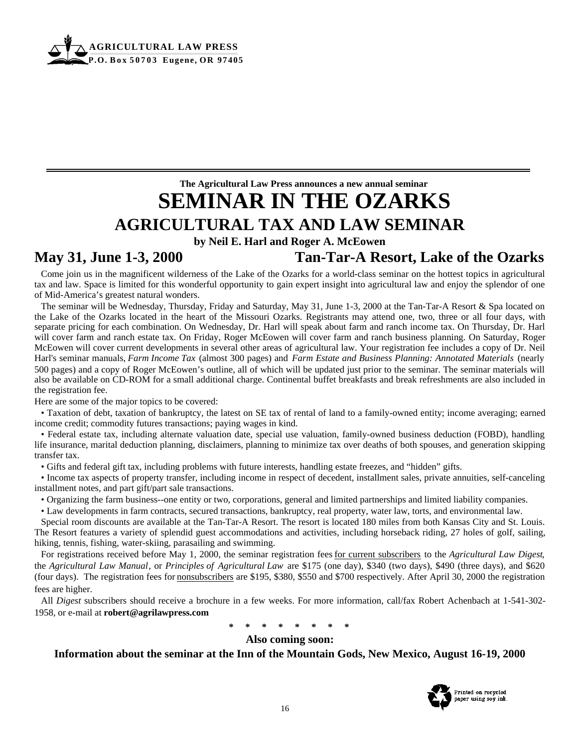**AGRICULTURAL LAW PRESS**
**P.O. Box 50703 Eugene, OR 97405**

---

**The Agricultural Law Press announces a new annual seminar**

# SEMINAR IN THE OZARKS

## AGRICULTURAL TAX AND LAW SEMINAR

**by Neil E. Harl and Roger A. McEowen**

## May 31, June 1-3, 2000 Tan-Tar-A Resort, Lake of the Ozarks

Come join us in the magnificent wilderness of the Lake of the Ozarks for a world-class seminar on the hottest topics in agricultural tax and law. Space is limited for this wonderful opportunity to gain expert insight into agricultural law and enjoy the splendor of one of Mid-America's greatest natural wonders.

The seminar will be Wednesday, Thursday, Friday and Saturday, May 31, June 1-3, 2000 at the Tan-Tar-A Resort & Spa located on the Lake of the Ozarks located in the heart of the Missouri Ozarks. Registrants may attend one, two, three or all four days, with separate pricing for each combination. On Wednesday, Dr. Harl will speak about farm and ranch income tax. On Thursday, Dr. Harl will cover farm and ranch estate tax. On Friday, Roger McEowen will cover farm and ranch business planning. On Saturday, Roger McEowen will cover current developments in several other areas of agricultural law. Your registration fee includes a copy of Dr. Neil Harl's seminar manuals, *Farm Income Tax* (almost 300 pages) and *Farm Estate and Business Planning: Annotated Materials* (nearly 500 pages) and a copy of Roger McEowen's outline, all of which will be updated just prior to the seminar. The seminar materials will also be available on CD-ROM for a small additional charge. Continental buffet breakfasts and break refreshments are also included in the registration fee.

Here are some of the major topics to be covered:

- Taxation of debt, taxation of bankruptcy, the latest on SE tax of rental of land to a family-owned entity; income averaging; earned income credit; commodity futures transactions; paying wages in kind.
- Federal estate tax, including alternate valuation date, special use valuation, family-owned business deduction (FOBD), handling life insurance, marital deduction planning, disclaimers, planning to minimize tax over deaths of both spouses, and generation skipping transfer tax.
- Gifts and federal gift tax, including problems with future interests, handling estate freezes, and "hidden" gifts.
- Income tax aspects of property transfer, including income in respect of decedent, installment sales, private annuities, self-canceling installment notes, and part gift/part sale transactions.
- Organizing the farm business--one entity or two, corporations, general and limited partnerships and limited liability companies.
- Law developments in farm contracts, secured transactions, bankruptcy, real property, water law, torts, and environmental law.

Special room discounts are available at the Tan-Tar-A Resort. The resort is located 180 miles from both Kansas City and St. Louis. The Resort features a variety of splendid guest accommodations and activities, including horseback riding, 27 holes of golf, sailing, hiking, tennis, fishing, water-skiing, parasailing and swimming.

For registrations received before May 1, 2000, the seminar registration fees for current subscribers to the *Agricultural Law Digest*, the *Agricultural Law Manual*, or *Principles of Agricultural Law* are $175 (one day), $340 (two days), $490 (three days), and $620 (four days). The registration fees for nonsubscribers are $195, $380, $550 and $700 respectively. After April 30, 2000 the registration fees are higher.

All *Digest* subscribers should receive a brochure in a few weeks. For more information, call/fax Robert Achenbach at 1-541-302-1958, or e-mail at **robert@agrilawpress.com**

\* \* \* \* \* \* \* \*

**Also coming soon:**

**Information about the seminar at the Inn of the Mountain Gods, New Mexico, August 16-19, 2000**

Printed on recycled paper using soy ink.